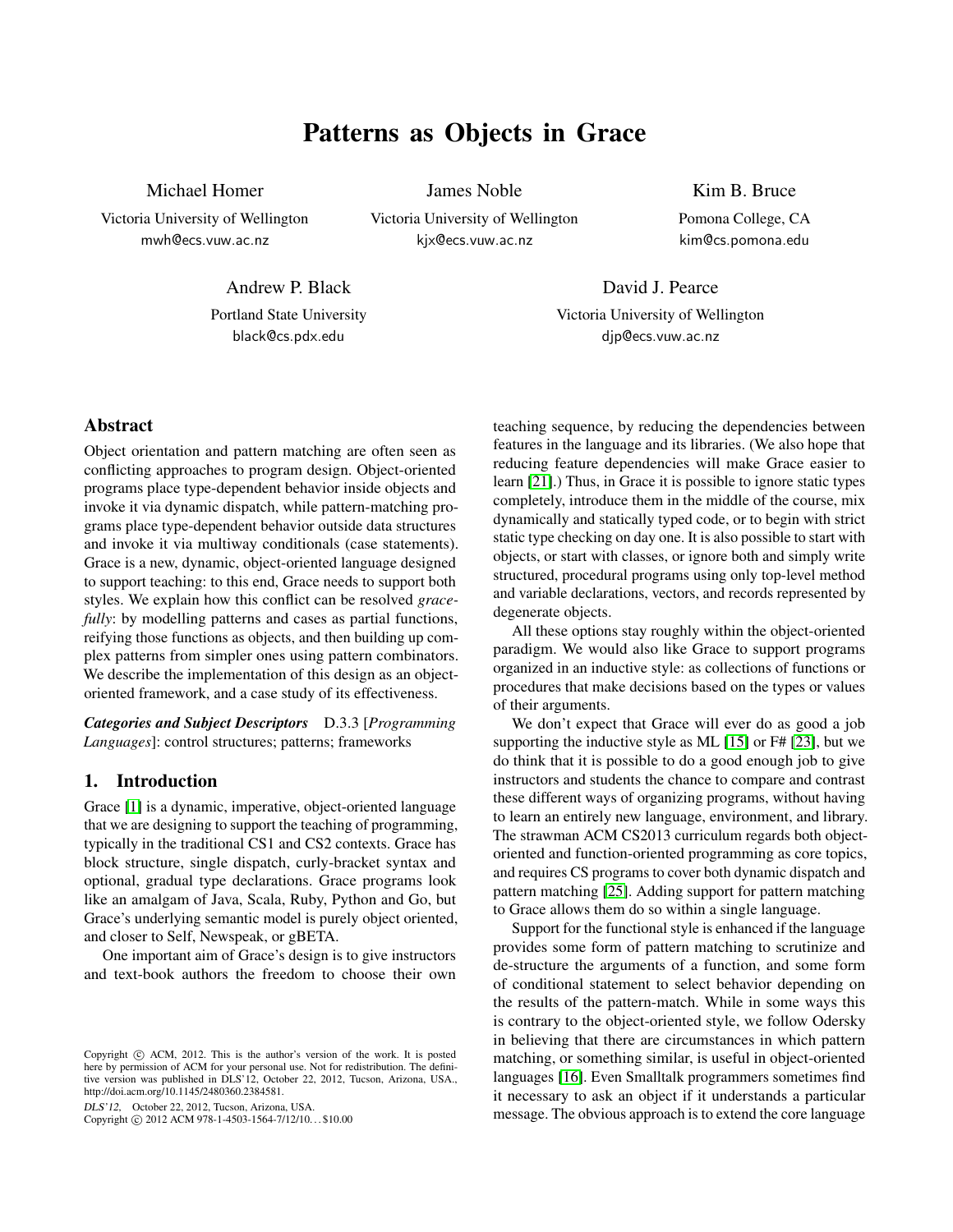# Patterns as Objects in Grace

Michael Homer
Victoria University of Wellington
mwh@ecs.vuw.ac.nz

James Noble
Victoria University of Wellington
kjx@ecs.vuw.ac.nz

Kim B. Bruce
Pomona College, CA
kim@cs.pomona.edu

Andrew P. Black
Portland State University
black@cs.pdx.edu

David J. Pearce
Victoria University of Wellington
djp@ecs.vuw.ac.nz

## Abstract

Object orientation and pattern matching are often seen as conflicting approaches to program design. Object-oriented programs place type-dependent behavior inside objects and invoke it via dynamic dispatch, while pattern-matching programs place type-dependent behavior outside data structures and invoke it via multiway conditionals (case statements). Grace is a new, dynamic, object-oriented language designed to support teaching: to this end, Grace needs to support both styles. We explain how this conflict can be resolved *gracefully*: by modelling patterns and cases as partial functions, reifying those functions as objects, and then building up complex patterns from simpler ones using pattern combinators. We describe the implementation of this design as an object-oriented framework, and a case study of its effectiveness.

***Categories and Subject Descriptors*** D.3.3 [*Programming Languages*]: control structures; patterns; frameworks

## 1. Introduction

Grace [1] is a dynamic, imperative, object-oriented language that we are designing to support the teaching of programming, typically in the traditional CS1 and CS2 contexts. Grace has block structure, single dispatch, curly-bracket syntax and optional, gradual type declarations. Grace programs look like an amalgam of Java, Scala, Ruby, Python and Go, but Grace's underlying semantic model is purely object oriented, and closer to Self, Newspeak, or gBETA.

One important aim of Grace's design is to give instructors and text-book authors the freedom to choose their own teaching sequence, by reducing the dependencies between features in the language and its libraries. (We also hope that reducing feature dependencies will make Grace easier to learn [21].) Thus, in Grace it is possible to ignore static types completely, introduce them in the middle of the course, mix dynamically and statically typed code, or to begin with strict static type checking on day one. It is also possible to start with objects, or start with classes, or ignore both and simply write structured, procedural programs using only top-level method and variable declarations, vectors, and records represented by degenerate objects.

All these options stay roughly within the object-oriented paradigm. We would also like Grace to support programs organized in an inductive style: as collections of functions or procedures that make decisions based on the types or values of their arguments.

We don't expect that Grace will ever do as good a job supporting the inductive style as ML [15] or F# [23], but we do think that it is possible to do a good enough job to give instructors and students the chance to compare and contrast these different ways of organizing programs, without having to learn an entirely new language, environment, and library. The strawman ACM CS2013 curriculum regards both object-oriented and function-oriented programming as core topics, and requires CS programs to cover both dynamic dispatch and pattern matching [25]. Adding support for pattern matching to Grace allows them do so within a single language.

Support for the functional style is enhanced if the language provides some form of pattern matching to scrutinize and de-structure the arguments of a function, and some form of conditional statement to select behavior depending on the results of the pattern-match. While in some ways this is contrary to the object-oriented style, we follow Odersky in believing that there are circumstances in which pattern matching, or something similar, is useful in object-oriented languages [16]. Even Smalltalk programmers sometimes find it necessary to ask an object if it understands a particular message. The obvious approach is to extend the core language

Copyright © ACM, 2012. This is the author's version of the work. It is posted here by permission of ACM for your personal use. Not for redistribution. The definitive version was published in DLS'12, October 22, 2012, Tucson, Arizona, USA., http://doi.acm.org/10.1145/2480360.2384581.

*DLS'12,* October 22, 2012, Tucson, Arizona, USA.
Copyright © 2012 ACM 978-1-4503-1564-7/12/10...$10.00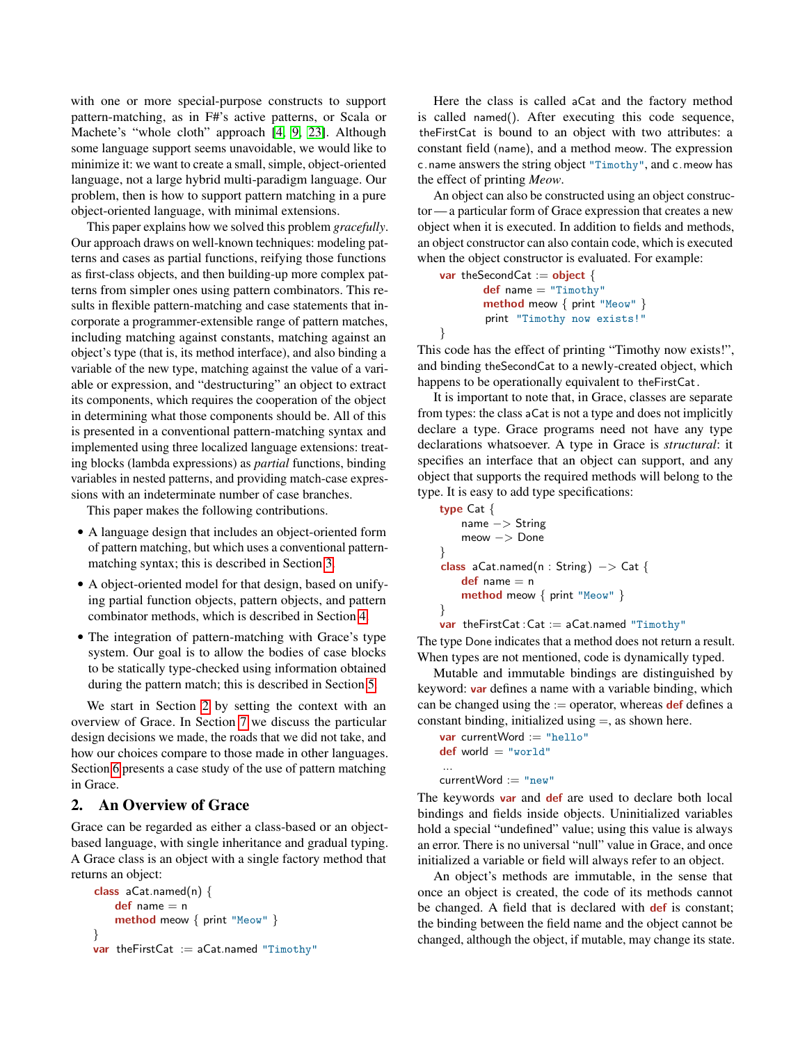with one or more special-purpose constructs to support pattern-matching, as in F#'s active patterns, or Scala or Machete's "whole cloth" approach [4, 9, 23]. Although some language support seems unavoidable, we would like to minimize it: we want to create a small, simple, object-oriented language, not a large hybrid multi-paradigm language. Our problem, then is how to support pattern matching in a pure object-oriented language, with minimal extensions.

This paper explains how we solved this problem *gracefully*. Our approach draws on well-known techniques: modeling patterns and cases as partial functions, reifying those functions as first-class objects, and then building-up more complex patterns from simpler ones using pattern combinators. This results in flexible pattern-matching and case statements that incorporate a programmer-extensible range of pattern matches, including matching against constants, matching against an object's type (that is, its method interface), and also binding a variable of the new type, matching against the value of a variable or expression, and "destructuring" an object to extract its components, which requires the cooperation of the object in determining what those components should be. All of this is presented in a conventional pattern-matching syntax and implemented using three localized language extensions: treating blocks (lambda expressions) as *partial* functions, binding variables in nested patterns, and providing match-case expressions with an indeterminate number of case branches.

This paper makes the following contributions.

- A language design that includes an object-oriented form of pattern matching, but which uses a conventional pattern-matching syntax; this is described in Section 3.
- A object-oriented model for that design, based on unifying partial function objects, pattern objects, and pattern combinator methods, which is described in Section 4.
- The integration of pattern-matching with Grace's type system. Our goal is to allow the bodies of case blocks to be statically type-checked using information obtained during the pattern match; this is described in Section 5.

We start in Section 2 by setting the context with an overview of Grace. In Section 7 we discuss the particular design decisions we made, the roads that we did not take, and how our choices compare to those made in other languages. Section 6 presents a case study of the use of pattern matching in Grace.

## 2. An Overview of Grace

Grace can be regarded as either a class-based or an object-based language, with single inheritance and gradual typing. A Grace class is an object with a single factory method that returns an object:

```
class aCat.named(n) {
    def name = n
    method meow { print "Meow" }
}
var theFirstCat := aCat.named "Timothy"
```

Here the class is called aCat and the factory method is called named(). After executing this code sequence, theFirstCat is bound to an object with two attributes: a constant field (name), and a method meow. The expression c.name answers the string object "Timothy", and c.meow has the effect of printing *Meow*.

An object can also be constructed using an object constructor — a particular form of Grace expression that creates a new object when it is executed. In addition to fields and methods, an object constructor can also contain code, which is executed when the object constructor is evaluated. For example:

```
var theSecondCat := object {
        def name = "Timothy"
        method meow { print "Meow" }
        print "Timothy now exists!"
}
```

This code has the effect of printing "Timothy now exists!", and binding theSecondCat to a newly-created object, which happens to be operationally equivalent to theFirstCat.

It is important to note that, in Grace, classes are separate from types: the class aCat is not a type and does not implicitly declare a type. Grace programs need not have any type declarations whatsoever. A type in Grace is *structural*: it specifies an interface that an object can support, and any object that supports the required methods will belong to the type. It is easy to add type specifications:

```
type Cat {
    name −> String
    meow −> Done
}
class aCat.named(n : String) −> Cat {
    def name = n
    method meow { print "Meow" }
}
var theFirstCat : Cat := aCat.named "Timothy"
```

The type Done indicates that a method does not return a result. When types are not mentioned, code is dynamically typed.

Mutable and immutable bindings are distinguished by keyword: **var** defines a name with a variable binding, which can be changed using the := operator, whereas **def** defines a constant binding, initialized using =, as shown here.

```
var currentWord := "hello"
def world = "world"
 ...
currentWord := "new"
```

The keywords **var** and **def** are used to declare both local bindings and fields inside objects. Uninitialized variables hold a special "undefined" value; using this value is always an error. There is no universal "null" value in Grace, and once initialized a variable or field will always refer to an object.

An object's methods are immutable, in the sense that once an object is created, the code of its methods cannot be changed. A field that is declared with **def** is constant; the binding between the field name and the object cannot be changed, although the object, if mutable, may change its state.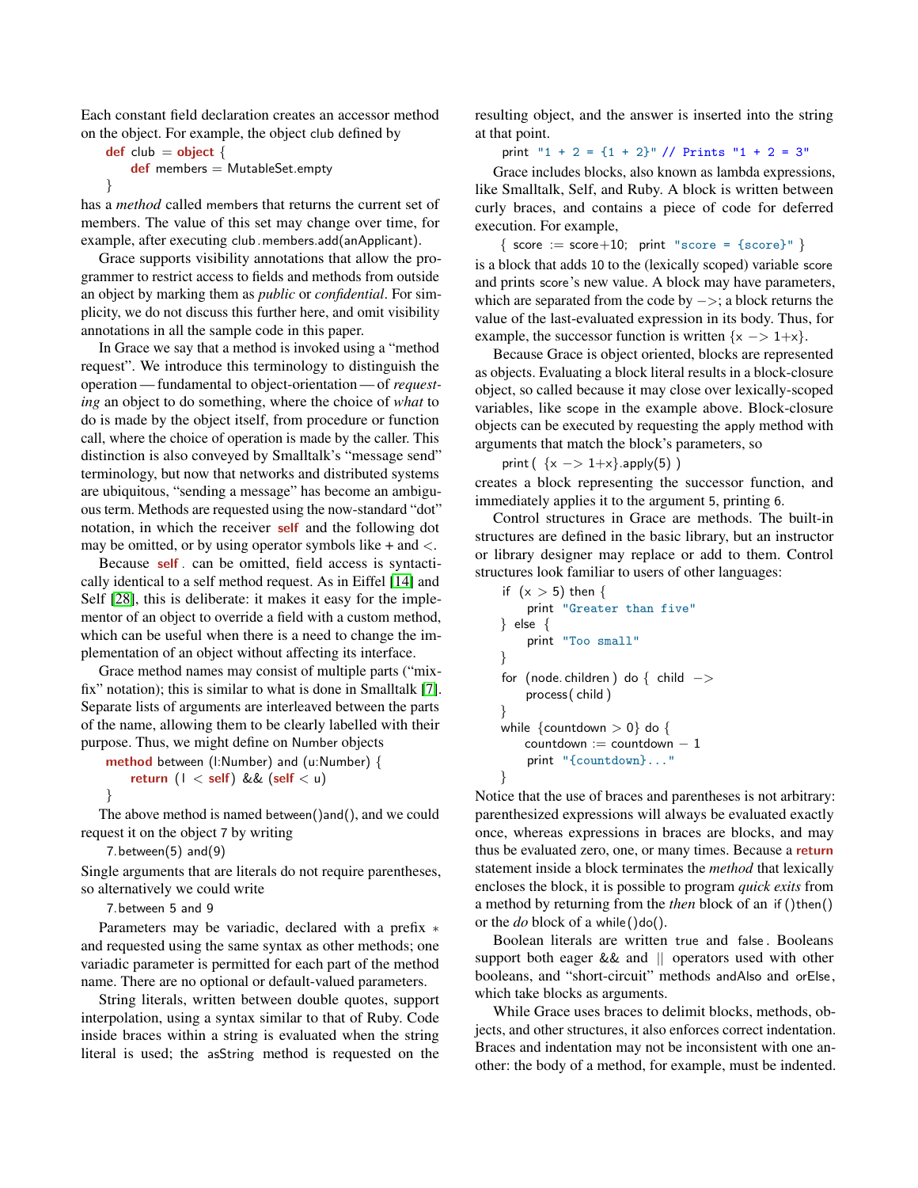Each constant field declaration creates an accessor method on the object. For example, the object club defined by

```
def club = object {
    def members = MutableSet.empty
}
```

has a *method* called members that returns the current set of members. The value of this set may change over time, for example, after executing club.members.add(anApplicant).

Grace supports visibility annotations that allow the programmer to restrict access to fields and methods from outside an object by marking them as *public* or *confidential*. For simplicity, we do not discuss this further here, and omit visibility annotations in all the sample code in this paper.

In Grace we say that a method is invoked using a "method request". We introduce this terminology to distinguish the operation — fundamental to object-orientation — of *requesting* an object to do something, where the choice of *what* to do is made by the object itself, from procedure or function call, where the choice of operation is made by the caller. This distinction is also conveyed by Smalltalk's "message send" terminology, but now that networks and distributed systems are ubiquitous, "sending a message" has become an ambiguous term. Methods are requested using the now-standard "dot" notation, in which the receiver **self** and the following dot may be omitted, or by using operator symbols like + and <.

Because **self**. can be omitted, field access is syntactically identical to a self method request. As in Eiffel [14] and Self [28], this is deliberate: it makes it easy for the implementor of an object to override a field with a custom method, which can be useful when there is a need to change the implementation of an object without affecting its interface.

Grace method names may consist of multiple parts ("mixfix" notation); this is similar to what is done in Smalltalk [7]. Separate lists of arguments are interleaved between the parts of the name, allowing them to be clearly labelled with their purpose. Thus, we might define on Number objects

```
method between (l:Number) and (u:Number) {
    return (l < self) && (self < u)
}
```

The above method is named between()and(), and we could request it on the object 7 by writing

```
7.between(5) and(9)
```

Single arguments that are literals do not require parentheses, so alternatively we could write

```
7.between 5 and 9
```

Parameters may be variadic, declared with a prefix ∗ and requested using the same syntax as other methods; one variadic parameter is permitted for each part of the method name. There are no optional or default-valued parameters.

String literals, written between double quotes, support interpolation, using a syntax similar to that of Ruby. Code inside braces within a string is evaluated when the string literal is used; the asString method is requested on the resulting object, and the answer is inserted into the string at that point.

```
print "1 + 2 = {1 + 2}" // Prints "1 + 2 = 3"
```

Grace includes blocks, also known as lambda expressions, like Smalltalk, Self, and Ruby. A block is written between curly braces, and contains a piece of code for deferred execution. For example,

```
{ score := score+10; print "score = {score}" }
```

is a block that adds 10 to the (lexically scoped) variable score and prints score's new value. A block may have parameters, which are separated from the code by −>; a block returns the value of the last-evaluated expression in its body. Thus, for example, the successor function is written {x −> 1+x}.

Because Grace is object oriented, blocks are represented as objects. Evaluating a block literal results in a block-closure object, so called because it may close over lexically-scoped variables, like scope in the example above. Block-closure objects can be executed by requesting the apply method with arguments that match the block's parameters, so

```
print( {x −> 1+x}.apply(5) )
```

creates a block representing the successor function, and immediately applies it to the argument 5, printing 6.

Control structures in Grace are methods. The built-in structures are defined in the basic library, but an instructor or library designer may replace or add to them. Control structures look familiar to users of other languages:

```
if (x > 5) then {
    print "Greater than five"
} else {
    print "Too small"
}
for (node.children) do { child −>
    process(child)
}
while {countdown > 0} do {
    countdown := countdown − 1
    print "{countdown}..."
}
```

Notice that the use of braces and parentheses is not arbitrary: parenthesized expressions will always be evaluated exactly once, whereas expressions in braces are blocks, and may thus be evaluated zero, one, or many times. Because a **return** statement inside a block terminates the *method* that lexically encloses the block, it is possible to program *quick exits* from a method by returning from the *then* block of an if()then() or the *do* block of a while()do().

Boolean literals are written true and false. Booleans support both eager && and || operators used with other booleans, and "short-circuit" methods andAlso and orElse, which take blocks as arguments.

While Grace uses braces to delimit blocks, methods, objects, and other structures, it also enforces correct indentation. Braces and indentation may not be inconsistent with one another: the body of a method, for example, must be indented.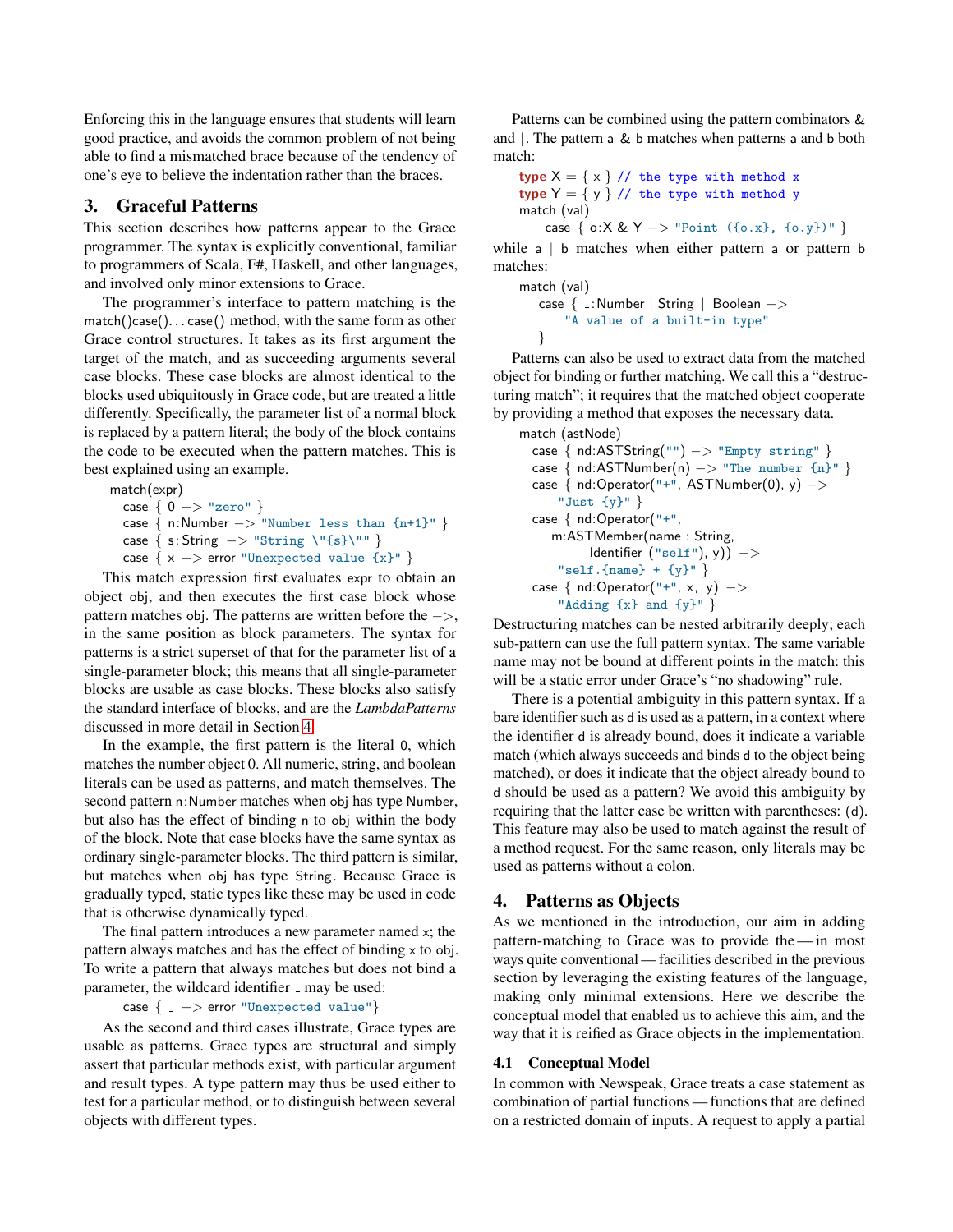Enforcing this in the language ensures that students will learn good practice, and avoids the common problem of not being able to find a mismatched brace because of the tendency of one's eye to believe the indentation rather than the braces.

## 3. Graceful Patterns

This section describes how patterns appear to the Grace programmer. The syntax is explicitly conventional, familiar to programmers of Scala, F#, Haskell, and other languages, and involved only minor extensions to Grace.

The programmer's interface to pattern matching is the match()case()...case() method, with the same form as other Grace control structures. It takes as its first argument the target of the match, and as succeeding arguments several case blocks. These case blocks are almost identical to the blocks used ubiquitously in Grace code, but are treated a little differently. Specifically, the parameter list of a normal block is replaced by a pattern literal; the body of the block contains the code to be executed when the pattern matches. This is best explained using an example.

```
match(expr)
  case { 0 -> "zero" }
  case { n:Number -> "Number less than {n+1}" }
  case { s:String -> "String \"{s}\"" }
  case { x -> error "Unexpected value {x}" }
```

This match expression first evaluates expr to obtain an object obj, and then executes the first case block whose pattern matches obj. The patterns are written before the −>, in the same position as block parameters. The syntax for patterns is a strict superset of that for the parameter list of a single-parameter block; this means that all single-parameter blocks are usable as case blocks. These blocks also satisfy the standard interface of blocks, and are the *LambdaPatterns* discussed in more detail in Section 4.

In the example, the first pattern is the literal 0, which matches the number object 0. All numeric, string, and boolean literals can be used as patterns, and match themselves. The second pattern n:Number matches when obj has type Number, but also has the effect of binding n to obj within the body of the block. Note that case blocks have the same syntax as ordinary single-parameter blocks. The third pattern is similar, but matches when obj has type String. Because Grace is gradually typed, static types like these may be used in code that is otherwise dynamically typed.

The final pattern introduces a new parameter named x; the pattern always matches and has the effect of binding x to obj. To write a pattern that always matches but does not bind a parameter, the wildcard identifier _ may be used:

```
case { _ -> error "Unexpected value"}
```

As the second and third cases illustrate, Grace types are usable as patterns. Grace types are structural and simply assert that particular methods exist, with particular argument and result types. A type pattern may thus be used either to test for a particular method, or to distinguish between several objects with different types.

Patterns can be combined using the pattern combinators & and |. The pattern a & b matches when patterns a and b both match:

```
type X = { x } // the type with method x
type Y = { y } // the type with method y
match (val)
    case { o:X & Y -> "Point ({o.x}, {o.y})" }
```

while a | b matches when either pattern a or pattern b matches:

```
match (val)
    case { _:Number | String | Boolean ->
        "A value of a built-in type"
    }
```

Patterns can also be used to extract data from the matched object for binding or further matching. We call this a "destructuring match"; it requires that the matched object cooperate by providing a method that exposes the necessary data.

```
match (astNode)
  case { nd:ASTString("") -> "Empty string" }
  case { nd:ASTNumber(n) -> "The number {n}" }
  case { nd:Operator("+", ASTNumber(0), y) ->
      "Just {y}" }
  case { nd:Operator("+",
        m:ASTMember(name : String,
              Identifier ("self"), y)) ->
      "self.{name} + {y}" }
  case { nd:Operator("+", x, y) ->
      "Adding {x} and {y}" }
```

Destructuring matches can be nested arbitrarily deeply; each sub-pattern can use the full pattern syntax. The same variable name may not be bound at different points in the match: this will be a static error under Grace's "no shadowing" rule.

There is a potential ambiguity in this pattern syntax. If a bare identifier such as d is used as a pattern, in a context where the identifier d is already bound, does it indicate a variable match (which always succeeds and binds d to the object being matched), or does it indicate that the object already bound to d should be used as a pattern? We avoid this ambiguity by requiring that the latter case be written with parentheses: (d). This feature may also be used to match against the result of a method request. For the same reason, only literals may be used as patterns without a colon.

## 4. Patterns as Objects

As we mentioned in the introduction, our aim in adding pattern-matching to Grace was to provide the — in most ways quite conventional — facilities described in the previous section by leveraging the existing features of the language, making only minimal extensions. Here we describe the conceptual model that enabled us to achieve this aim, and the way that it is reified as Grace objects in the implementation.

### 4.1 Conceptual Model

In common with Newspeak, Grace treats a case statement as combination of partial functions — functions that are defined on a restricted domain of inputs. A request to apply a partial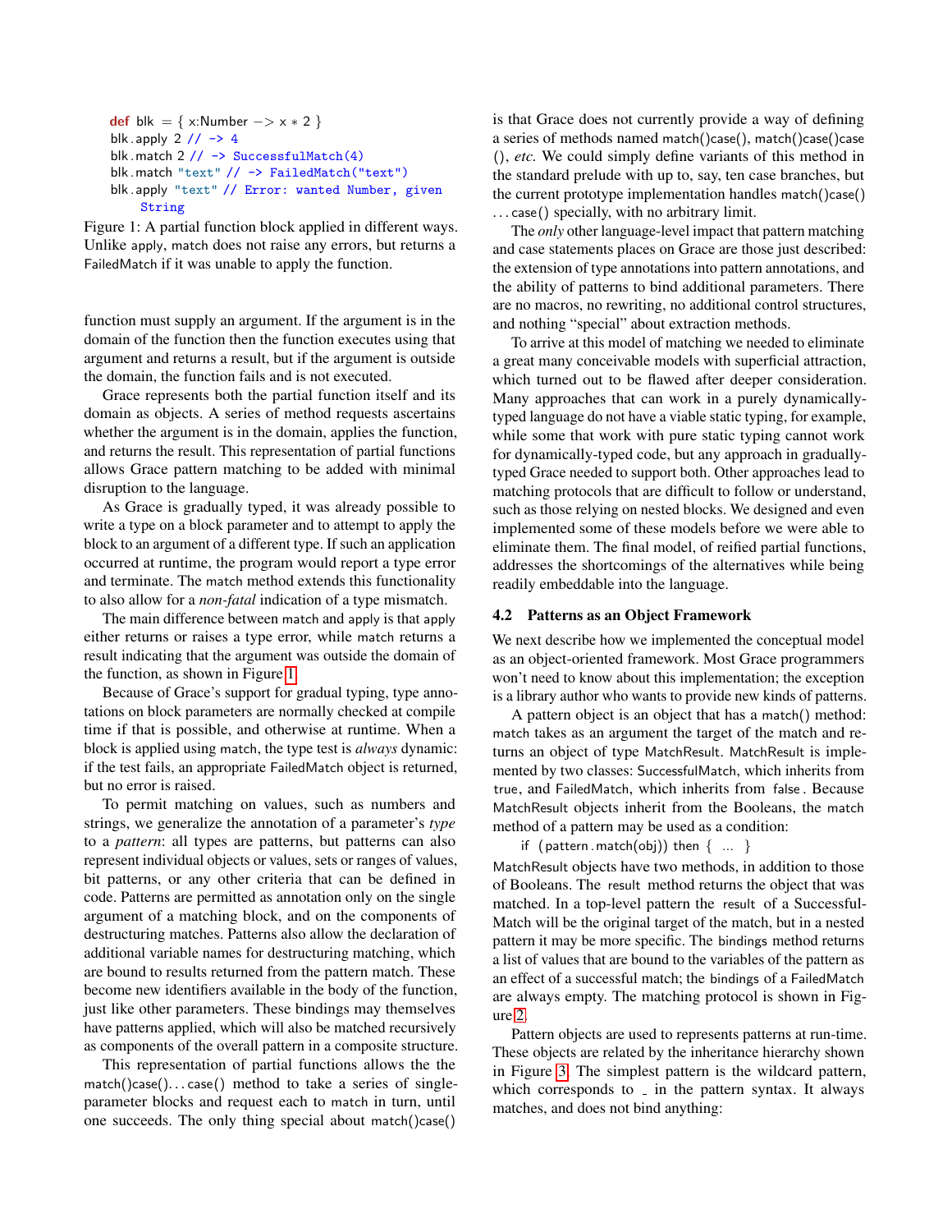```
def blk = { x:Number -> x * 2 }
blk.apply 2 // -> 4
blk.match 2 // -> SuccessfulMatch(4)
blk.match "text" // -> FailedMatch("text")
blk.apply "text" // Error: wanted Number, given
    String
```

Figure 1: A partial function block applied in different ways. Unlike apply, match does not raise any errors, but returns a FailedMatch if it was unable to apply the function.

function must supply an argument. If the argument is in the domain of the function then the function executes using that argument and returns a result, but if the argument is outside the domain, the function fails and is not executed.

Grace represents both the partial function itself and its domain as objects. A series of method requests ascertains whether the argument is in the domain, applies the function, and returns the result. This representation of partial functions allows Grace pattern matching to be added with minimal disruption to the language.

As Grace is gradually typed, it was already possible to write a type on a block parameter and to attempt to apply the block to an argument of a different type. If such an application occurred at runtime, the program would report a type error and terminate. The match method extends this functionality to also allow for a *non-fatal* indication of a type mismatch.

The main difference between match and apply is that apply either returns or raises a type error, while match returns a result indicating that the argument was outside the domain of the function, as shown in Figure 1.

Because of Grace's support for gradual typing, type annotations on block parameters are normally checked at compile time if that is possible, and otherwise at runtime. When a block is applied using match, the type test is *always* dynamic: if the test fails, an appropriate FailedMatch object is returned, but no error is raised.

To permit matching on values, such as numbers and strings, we generalize the annotation of a parameter's *type* to a *pattern*: all types are patterns, but patterns can also represent individual objects or values, sets or ranges of values, bit patterns, or any other criteria that can be defined in code. Patterns are permitted as annotation only on the single argument of a matching block, and on the components of destructuring matches. Patterns also allow the declaration of additional variable names for destructuring matching, which are bound to results returned from the pattern match. These become new identifiers available in the body of the function, just like other parameters. These bindings may themselves have patterns applied, which will also be matched recursively as components of the overall pattern in a composite structure.

This representation of partial functions allows the the match()case()...case() method to take a series of single-parameter blocks and request each to match in turn, until one succeeds. The only thing special about match()case() is that Grace does not currently provide a way of defining a series of methods named match()case(), match()case()case(), *etc.* We could simply define variants of this method in the standard prelude with up to, say, ten case branches, but the current prototype implementation handles match()case()...case() specially, with no arbitrary limit.

The *only* other language-level impact that pattern matching and case statements places on Grace are those just described: the extension of type annotations into pattern annotations, and the ability of patterns to bind additional parameters. There are no macros, no rewriting, no additional control structures, and nothing "special" about extraction methods.

To arrive at this model of matching we needed to eliminate a great many conceivable models with superficial attraction, which turned out to be flawed after deeper consideration. Many approaches that can work in a purely dynamically-typed language do not have a viable static typing, for example, while some that work with pure static typing cannot work for dynamically-typed code, but any approach in gradually-typed Grace needed to support both. Other approaches lead to matching protocols that are difficult to follow or understand, such as those relying on nested blocks. We designed and even implemented some of these models before we were able to eliminate them. The final model, of reified partial functions, addresses the shortcomings of the alternatives while being readily embeddable into the language.

### 4.2 Patterns as an Object Framework

We next describe how we implemented the conceptual model as an object-oriented framework. Most Grace programmers won't need to know about this implementation; the exception is a library author who wants to provide new kinds of patterns.

A pattern object is an object that has a match() method: match takes as an argument the target of the match and returns an object of type MatchResult. MatchResult is implemented by two classes: SuccessfulMatch, which inherits from true, and FailedMatch, which inherits from false. Because MatchResult objects inherit from the Booleans, the match method of a pattern may be used as a condition:

```
if (pattern.match(obj)) then { ... }
```

MatchResult objects have two methods, in addition to those of Booleans. The result method returns the object that was matched. In a top-level pattern the result of a SuccessfulMatch will be the original target of the match, but in a nested pattern it may be more specific. The bindings method returns a list of values that are bound to the variables of the pattern as an effect of a successful match; the bindings of a FailedMatch are always empty. The matching protocol is shown in Figure 2.

Pattern objects are used to represents patterns at run-time. These objects are related by the inheritance hierarchy shown in Figure 3. The simplest pattern is the wildcard pattern, which corresponds to _ in the pattern syntax. It always matches, and does not bind anything: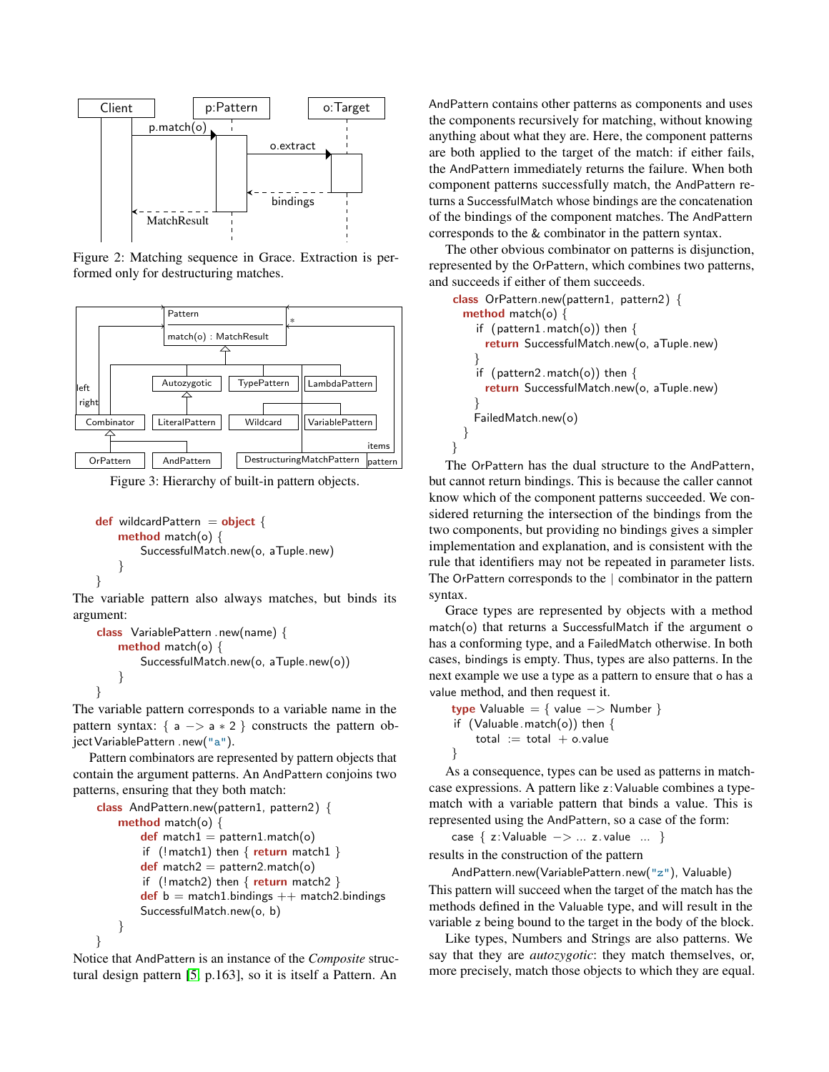Figure 2: Matching sequence in Grace. Extraction is performed only for destructuring matches.

Figure 3: Hierarchy of built-in pattern objects.

```
def wildcardPattern = object {
    method match(o) {
        SuccessfulMatch.new(o, aTuple.new)
    }
}
```

The variable pattern also always matches, but binds its argument:

```
class VariablePattern.new(name) {
    method match(o) {
        SuccessfulMatch.new(o, aTuple.new(o))
    }
}
```

The variable pattern corresponds to a variable name in the pattern syntax: `{ a -> a * 2 }` constructs the pattern object `VariablePattern.new("a")`.

Pattern combinators are represented by pattern objects that contain the argument patterns. An AndPattern conjoins two patterns, ensuring that they both match:

```
class AndPattern.new(pattern1, pattern2) {
    method match(o) {
        def match1 = pattern1.match(o)
        if (!match1) then { return match1 }
        def match2 = pattern2.match(o)
        if (!match2) then { return match2 }
        def b = match1.bindings ++ match2.bindings
        SuccessfulMatch.new(o, b)
    }
}
```

Notice that AndPattern is an instance of the *Composite* structural design pattern [5, p.163], so it is itself a Pattern. An AndPattern contains other patterns as components and uses the components recursively for matching, without knowing anything about what they are. Here, the component patterns are both applied to the target of the match: if either fails, the AndPattern immediately returns the failure. When both component patterns successfully match, the AndPattern returns a SuccessfulMatch whose bindings are the concatenation of the bindings of the component matches. The AndPattern corresponds to the & combinator in the pattern syntax.

The other obvious combinator on patterns is disjunction, represented by the OrPattern, which combines two patterns, and succeeds if either of them succeeds.

```
class OrPattern.new(pattern1, pattern2) {
  method match(o) {
    if (pattern1.match(o)) then {
      return SuccessfulMatch.new(o, aTuple.new)
    }
    if (pattern2.match(o)) then {
      return SuccessfulMatch.new(o, aTuple.new)
    }
    FailedMatch.new(o)
  }
}
```

The OrPattern has the dual structure to the AndPattern, but cannot return bindings. This is because the caller cannot know which of the component patterns succeeded. We considered returning the intersection of the bindings from the two components, but providing no bindings gives a simpler implementation and explanation, and is consistent with the rule that identifiers may not be repeated in parameter lists. The OrPattern corresponds to the | combinator in the pattern syntax.

Grace types are represented by objects with a method `match(o)` that returns a SuccessfulMatch if the argument `o` has a conforming type, and a FailedMatch otherwise. In both cases, `bindings` is empty. Thus, types are also patterns. In the next example we use a type as a pattern to ensure that `o` has a `value` method, and then request it.

```
type Valuable = { value -> Number }
if (Valuable.match(o)) then {
    total := total + o.value
}
```

As a consequence, types can be used as patterns in match-case expressions. A pattern like `z:Valuable` combines a type-match with a variable pattern that binds a value. This is represented using the AndPattern, so a case of the form:

```
case { z:Valuable -> ... z.value ... }
```

results in the construction of the pattern

```
AndPattern.new(VariablePattern.new("z"), Valuable)
```

This pattern will succeed when the target of the match has the methods defined in the Valuable type, and will result in the variable `z` being bound to the target in the body of the block.

Like types, Numbers and Strings are also patterns. We say that they are *autozygotic*: they match themselves, or, more precisely, match those objects to which they are equal.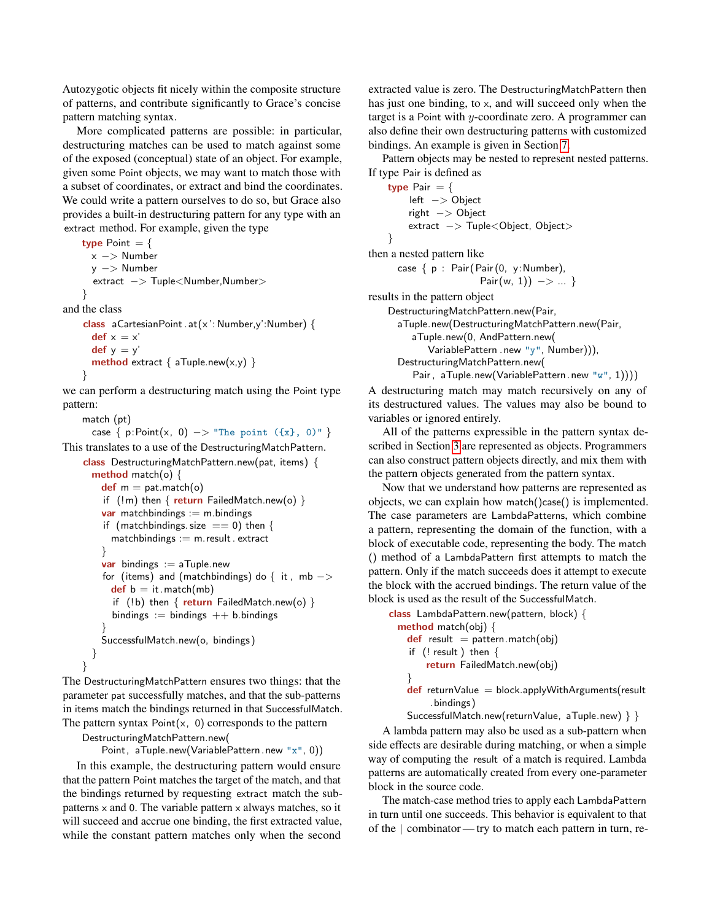Autozygotic objects fit nicely within the composite structure of patterns, and contribute significantly to Grace's concise pattern matching syntax.

More complicated patterns are possible: in particular, destructuring matches can be used to match against some of the exposed (conceptual) state of an object. For example, given some Point objects, we may want to match those with a subset of coordinates, or extract and bind the coordinates. We could write a pattern ourselves to do so, but Grace also provides a built-in destructuring pattern for any type with an extract method. For example, given the type

```
type Point = {
  x -> Number
  y -> Number
  extract -> Tuple<Number,Number>
}
```

and the class

```
class aCartesianPoint.at(x':Number,y':Number) {
  def x = x'
  def y = y'
  method extract { aTuple.new(x,y) }
}
```

we can perform a destructuring match using the Point type pattern:

```
match (pt)
  case { p:Point(x, 0) -> "The point ({x}, 0)" }
```

This translates to a use of the DestructuringMatchPattern.

```
class DestructuringMatchPattern.new(pat, items) {
  method match(o) {
    def m = pat.match(o)
    if (!m) then { return FailedMatch.new(o) }
    var matchbindings := m.bindings
    if (matchbindings.size == 0) then {
      matchbindings := m.result.extract
    }
    var bindings := aTuple.new
    for (items) and (matchbindings) do { it, mb ->
      def b = it.match(mb)
      if (!b) then { return FailedMatch.new(o) }
      bindings := bindings ++ b.bindings
    }
    SuccessfulMatch.new(o, bindings)
  }
}
```

The DestructuringMatchPattern ensures two things: that the parameter pat successfully matches, and that the sub-patterns in items match the bindings returned in that SuccessfulMatch. The pattern syntax Point(x, 0) corresponds to the pattern

```
DestructuringMatchPattern.new(
    Point, aTuple.new(VariablePattern.new "x", 0))
```

In this example, the destructuring pattern would ensure that the pattern Point matches the target of the match, and that the bindings returned by requesting extract match the sub-patterns x and 0. The variable pattern x always matches, so it will succeed and accrue one binding, the first extracted value, while the constant pattern matches only when the second extracted value is zero. The DestructuringMatchPattern then has just one binding, to x, and will succeed only when the target is a Point with $y$-coordinate zero. A programmer can also define their own destructuring patterns with customized bindings. An example is given in Section 7.

Pattern objects may be nested to represent nested patterns. If type Pair is defined as

```
type Pair = {
  left -> Object
  right -> Object
  extract -> Tuple<Object, Object>
}
```

then a nested pattern like

```
case { p : Pair(Pair(0, y:Number),
                Pair(w, 1)) -> ... }
```

results in the pattern object

```
DestructuringMatchPattern.new(Pair,
  aTuple.new(DestructuringMatchPattern.new(Pair,
    aTuple.new(0, AndPattern.new(
      VariablePattern.new "y", Number))),
  DestructuringMatchPattern.new(
    Pair, aTuple.new(VariablePattern.new "w", 1))))
```

A destructuring match may match recursively on any of its destructured values. The values may also be bound to variables or ignored entirely.

All of the patterns expressible in the pattern syntax described in Section 3 are represented as objects. Programmers can also construct pattern objects directly, and mix them with the pattern objects generated from the pattern syntax.

Now that we understand how patterns are represented as objects, we can explain how match()case() is implemented. The case parameters are LambdaPatterns, which combine a pattern, representing the domain of the function, with a block of executable code, representing the body. The match() method of a LambdaPattern first attempts to match the pattern. Only if the match succeeds does it attempt to execute the block with the accrued bindings. The return value of the block is used as the result of the SuccessfulMatch.

```
class LambdaPattern.new(pattern, block) {
  method match(obj) {
    def result = pattern.match(obj)
    if (!result) then {
      return FailedMatch.new(obj)
    }
    def returnValue = block.applyWithArguments(result
        .bindings)
    SuccessfulMatch.new(returnValue, aTuple.new) } }
```

A lambda pattern may also be used as a sub-pattern when side effects are desirable during matching, or when a simple way of computing the result of a match is required. Lambda patterns are automatically created from every one-parameter block in the source code.

The match-case method tries to apply each LambdaPattern in turn until one succeeds. This behavior is equivalent to that of the | combinator — try to match each pattern in turn, re-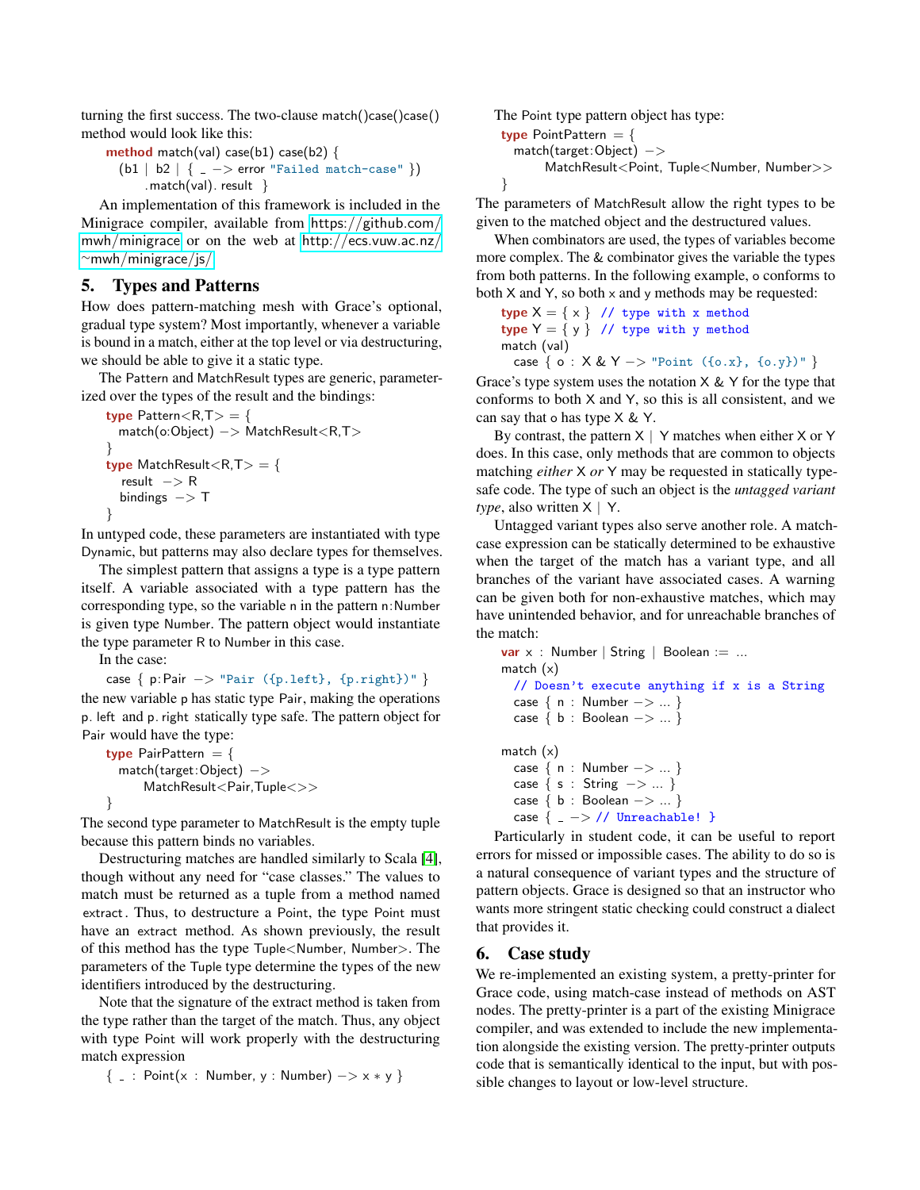turning the first success. The two-clause match()case()case() method would look like this:

```
method match(val) case(b1) case(b2) {
    (b1 | b2 | { _ -> error "Failed match-case" })
        .match(val). result  }
```

An implementation of this framework is included in the Minigrace compiler, available from https://github.com/mwh/minigrace or on the web at http://ecs.vuw.ac.nz/~mwh/minigrace/js/.

## 5. Types and Patterns

How does pattern-matching mesh with Grace's optional, gradual type system? Most importantly, whenever a variable is bound in a match, either at the top level or via destructuring, we should be able to give it a static type.

The Pattern and MatchResult types are generic, parameterized over the types of the result and the bindings:

```
type Pattern<R,T> = {
  match(o:Object) -> MatchResult<R,T>
}
type MatchResult<R,T> = {
   result  -> R
  bindings  -> T
}
```

In untyped code, these parameters are instantiated with type Dynamic, but patterns may also declare types for themselves.

The simplest pattern that assigns a type is a type pattern itself. A variable associated with a type pattern has the corresponding type, so the variable n in the pattern n:Number is given type Number. The pattern object would instantiate the type parameter R to Number in this case.

In the case:

```
case { p:Pair -> "Pair ({p.left}, {p.right})" }
```

the new variable p has static type Pair, making the operations p. left and p. right statically type safe. The pattern object for Pair would have the type:

```
type PairPattern = {
  match(target:Object) ->
      MatchResult<Pair,Tuple<>>
}
```

The second type parameter to MatchResult is the empty tuple because this pattern binds no variables.

Destructuring matches are handled similarly to Scala [4], though without any need for "case classes." The values to match must be returned as a tuple from a method named extract. Thus, to destructure a Point, the type Point must have an extract method. As shown previously, the result of this method has the type Tuple<Number, Number>. The parameters of the Tuple type determine the types of the new identifiers introduced by the destructuring.

Note that the signature of the extract method is taken from the type rather than the target of the match. Thus, any object with type Point will work properly with the destructuring match expression

```
{ _ : Point(x : Number, y : Number) -> x * y }
```

The Point type pattern object has type:

```
type PointPattern = {
  match(target:Object) ->
        MatchResult<Point, Tuple<Number, Number>>
}
```

The parameters of MatchResult allow the right types to be given to the matched object and the destructured values.

When combinators are used, the types of variables become more complex. The & combinator gives the variable the types from both patterns. In the following example, o conforms to both X and Y, so both x and y methods may be requested:

```
type X = { x }  // type with x method
type Y = { y }  // type with y method
match (val)
  case { o : X & Y -> "Point ({o.x}, {o.y})" }
```

Grace's type system uses the notation X & Y for the type that conforms to both X and Y, so this is all consistent, and we can say that o has type X & Y.

By contrast, the pattern X | Y matches when either X or Y does. In this case, only methods that are common to objects matching *either* X *or* Y may be requested in statically type-safe code. The type of such an object is the *untagged variant type*, also written X | Y.

Untagged variant types also serve another role. A match-case expression can be statically determined to be exhaustive when the target of the match has a variant type, and all branches of the variant have associated cases. A warning can be given both for non-exhaustive matches, which may have unintended behavior, and for unreachable branches of the match:

```
var x : Number | String | Boolean := ...
match (x)
  // Doesn't execute anything if x is a String
  case { n : Number -> ... }
  case { b : Boolean -> ... }

match (x)
  case { n : Number -> ... }
  case { s : String -> ... }
  case { b : Boolean -> ... }
  case { _ -> // Unreachable! }
```

Particularly in student code, it can be useful to report errors for missed or impossible cases. The ability to do so is a natural consequence of variant types and the structure of pattern objects. Grace is designed so that an instructor who wants more stringent static checking could construct a dialect that provides it.

## 6. Case study

We re-implemented an existing system, a pretty-printer for Grace code, using match-case instead of methods on AST nodes. The pretty-printer is a part of the existing Minigrace compiler, and was extended to include the new implementation alongside the existing version. The pretty-printer outputs code that is semantically identical to the input, but with possible changes to layout or low-level structure.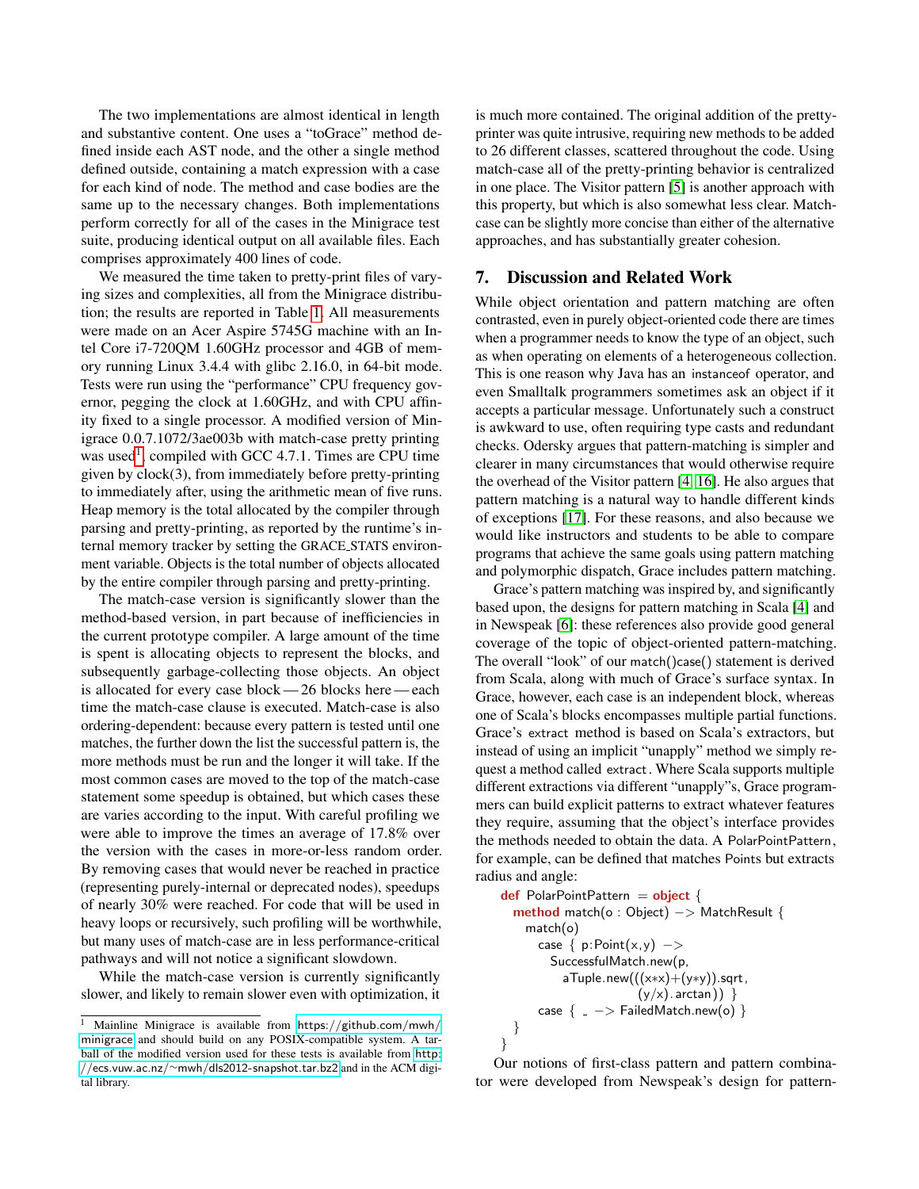The two implementations are almost identical in length and substantive content. One uses a "toGrace" method defined inside each AST node, and the other a single method defined outside, containing a match expression with a case for each kind of node. The method and case bodies are the same up to the necessary changes. Both implementations perform correctly for all of the cases in the Minigrace test suite, producing identical output on all available files. Each comprises approximately 400 lines of code.

We measured the time taken to pretty-print files of varying sizes and complexities, all from the Minigrace distribution; the results are reported in Table 1. All measurements were made on an Acer Aspire 5745G machine with an Intel Core i7-720QM 1.60GHz processor and 4GB of memory running Linux 3.4.4 with glibc 2.16.0, in 64-bit mode. Tests were run using the "performance" CPU frequency governor, pegging the clock at 1.60GHz, and with CPU affinity fixed to a single processor. A modified version of Minigrace 0.0.7.1072/3ae003b with match-case pretty printing was used[1], compiled with GCC 4.7.1. Times are CPU time given by clock(3), from immediately before pretty-printing to immediately after, using the arithmetic mean of five runs. Heap memory is the total allocated by the compiler through parsing and pretty-printing, as reported by the runtime's internal memory tracker by setting the GRACE_STATS environment variable. Objects is the total number of objects allocated by the entire compiler through parsing and pretty-printing.

The match-case version is significantly slower than the method-based version, in part because of inefficiencies in the current prototype compiler. A large amount of the time is spent is allocating objects to represent the blocks, and subsequently garbage-collecting those objects. An object is allocated for every case block — 26 blocks here — each time the match-case clause is executed. Match-case is also ordering-dependent: because every pattern is tested until one matches, the further down the list the successful pattern is, the more methods must be run and the longer it will take. If the most common cases are moved to the top of the match-case statement some speedup is obtained, but which cases these are varies according to the input. With careful profiling we were able to improve the times an average of 17.8% over the version with the cases in more-or-less random order. By removing cases that would never be reached in practice (representing purely-internal or deprecated nodes), speedups of nearly 30% were reached. For code that will be used in heavy loops or recursively, such profiling will be worthwhile, but many uses of match-case are in less performance-critical pathways and will not notice a significant slowdown.

While the match-case version is currently significantly slower, and likely to remain slower even with optimization, it is much more contained. The original addition of the pretty-printer was quite intrusive, requiring new methods to be added to 26 different classes, scattered throughout the code. Using match-case all of the pretty-printing behavior is centralized in one place. The Visitor pattern [5] is another approach with this property, but which is also somewhat less clear. Match-case can be slightly more concise than either of the alternative approaches, and has substantially greater cohesion.

## 7. Discussion and Related Work

While object orientation and pattern matching are often contrasted, even in purely object-oriented code there are times when a programmer needs to know the type of an object, such as when operating on elements of a heterogeneous collection. This is one reason why Java has an instanceof operator, and even Smalltalk programmers sometimes ask an object if it accepts a particular message. Unfortunately such a construct is awkward to use, often requiring type casts and redundant checks. Odersky argues that pattern-matching is simpler and clearer in many circumstances that would otherwise require the overhead of the Visitor pattern [4, 16]. He also argues that pattern matching is a natural way to handle different kinds of exceptions [17]. For these reasons, and also because we would like instructors and students to be able to compare programs that achieve the same goals using pattern matching and polymorphic dispatch, Grace includes pattern matching.

Grace's pattern matching was inspired by, and significantly based upon, the designs for pattern matching in Scala [4] and in Newspeak [6]: these references also provide good general coverage of the topic of object-oriented pattern-matching. The overall "look" of our match()case() statement is derived from Scala, along with much of Grace's surface syntax. In Grace, however, each case is an independent block, whereas one of Scala's blocks encompasses multiple partial functions. Grace's extract method is based on Scala's extractors, but instead of using an implicit "unapply" method we simply request a method called extract. Where Scala supports multiple different extractions via different "unapply"'s, Grace programmers can build explicit patterns to extract whatever features they require, assuming that the object's interface provides the methods needed to obtain the data. A PolarPointPattern, for example, can be defined that matches Points but extracts radius and angle:

```
def PolarPointPattern = object {
  method match(o : Object) −> MatchResult {
    match(o)
      case { p:Point(x,y) −>
        SuccessfulMatch.new(p,
          aTuple.new(((x*x)+(y*y)).sqrt,
                     (y/x).arctan)) }
      case { _ −> FailedMatch.new(o) }
  }
}
```

Our notions of first-class pattern and pattern combinator were developed from Newspeak's design for pattern-

---

[1] Mainline Minigrace is available from https://github.com/mwh/minigrace and should build on any POSIX-compatible system. A tarball of the modified version used for these tests is available from http://ecs.vuw.ac.nz/~mwh/dls2012-snapshot.tar.bz2 and in the ACM digital library.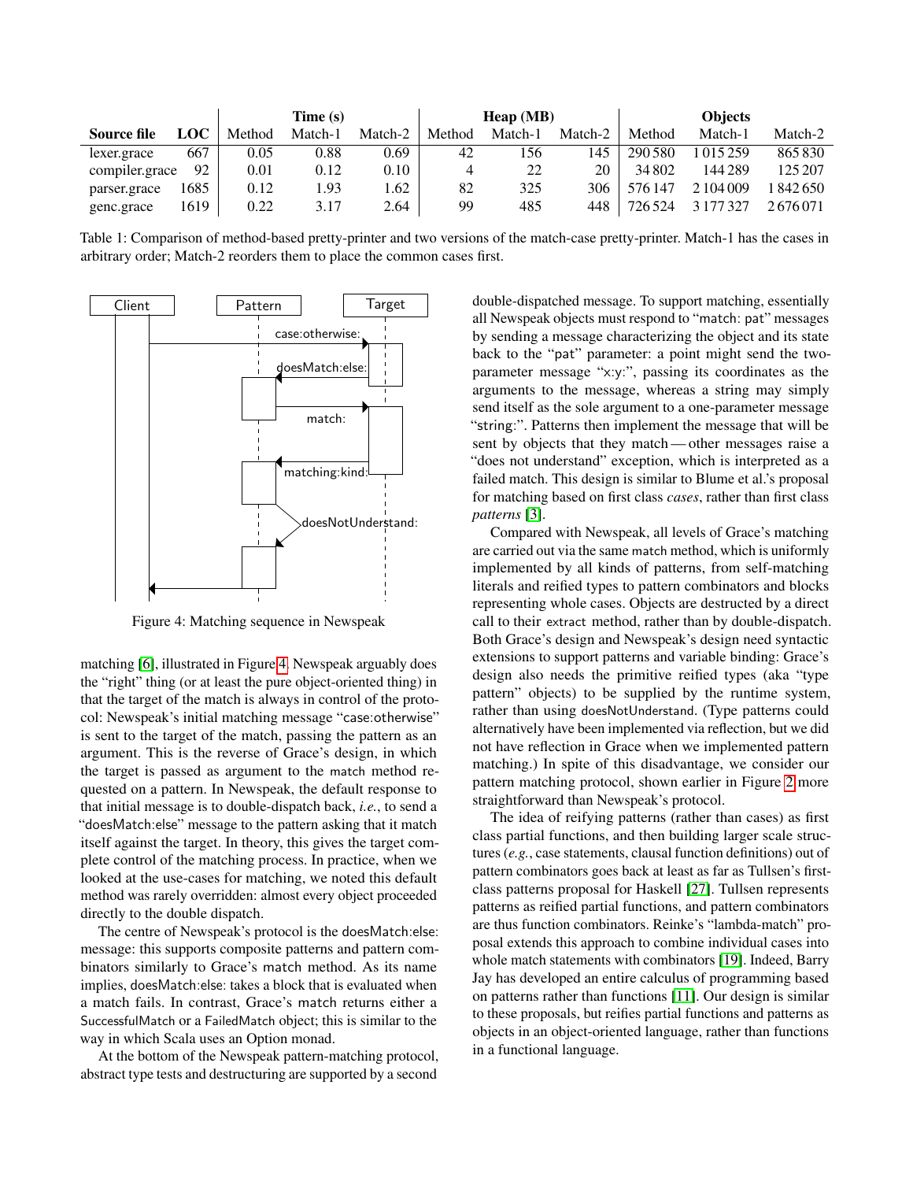| Source file | LOC | Time (s) | | | Heap (MB) | | | Objects | | |
|---|---|---|---|---|---|---|---|---|---|---|
| | | Method | Match-1 | Match-2 | Method | Match-1 | Match-2 | Method | Match-1 | Match-2 |
| lexer.grace | 667 | 0.05 | 0.88 | 0.69 | 42 | 156 | 145 | 290 580 | 1 015 259 | 865 830 |
| compiler.grace | 92 | 0.01 | 0.12 | 0.10 | 4 | 22 | 20 | 34 802 | 144 289 | 125 207 |
| parser.grace | 1685 | 0.12 | 1.93 | 1.62 | 82 | 325 | 306 | 576 147 | 2 104 009 | 1 842 650 |
| genc.grace | 1619 | 0.22 | 3.17 | 2.64 | 99 | 485 | 448 | 726 524 | 3 177 327 | 2 676 071 |

Table 1: Comparison of method-based pretty-printer and two versions of the match-case pretty-printer. Match-1 has the cases in arbitrary order; Match-2 reorders them to place the common cases first.

Figure 4: Matching sequence in Newspeak

matching [6], illustrated in Figure 4. Newspeak arguably does the "right" thing (or at least the pure object-oriented thing) in that the target of the match is always in control of the protocol: Newspeak's initial matching message "case:otherwise" is sent to the target of the match, passing the pattern as an argument. This is the reverse of Grace's design, in which the target is passed as argument to the match method requested on a pattern. In Newspeak, the default response to that initial message is to double-dispatch back, *i.e.*, to send a "doesMatch:else" message to the pattern asking that it match itself against the target. In theory, this gives the target complete control of the matching process. In practice, when we looked at the use-cases for matching, we noted this default method was rarely overridden: almost every object proceeded directly to the double dispatch.

The centre of Newspeak's protocol is the doesMatch:else: message: this supports composite patterns and pattern combinators similarly to Grace's match method. As its name implies, doesMatch:else: takes a block that is evaluated when a match fails. In contrast, Grace's match returns either a SuccessfulMatch or a FailedMatch object; this is similar to the way in which Scala uses an Option monad.

At the bottom of the Newspeak pattern-matching protocol, abstract type tests and destructuring are supported by a second double-dispatched message. To support matching, essentially all Newspeak objects must respond to "match: pat" messages by sending a message characterizing the object and its state back to the "pat" parameter: a point might send the two-parameter message "x:y:", passing its coordinates as the arguments to the message, whereas a string may simply send itself as the sole argument to a one-parameter message "string:". Patterns then implement the message that will be sent by objects that they match — other messages raise a "does not understand" exception, which is interpreted as a failed match. This design is similar to Blume et al.'s proposal for matching based on first class *cases*, rather than first class *patterns* [3].

Compared with Newspeak, all levels of Grace's matching are carried out via the same match method, which is uniformly implemented by all kinds of patterns, from self-matching literals and reified types to pattern combinators and blocks representing whole cases. Objects are destructed by a direct call to their extract method, rather than by double-dispatch. Both Grace's design and Newspeak's design need syntactic extensions to support patterns and variable binding: Grace's design also needs the primitive reified types (aka "type pattern" objects) to be supplied by the runtime system, rather than using doesNotUnderstand. (Type patterns could alternatively have been implemented via reflection, but we did not have reflection in Grace when we implemented pattern matching.) In spite of this disadvantage, we consider our pattern matching protocol, shown earlier in Figure 2 more straightforward than Newspeak's protocol.

The idea of reifying patterns (rather than cases) as first class partial functions, and then building larger scale structures (*e.g.*, case statements, clausal function definitions) out of pattern combinators goes back at least as far as Tullsen's first-class patterns proposal for Haskell [27]. Tullsen represents patterns as reified partial functions, and pattern combinators are thus function combinators. Reinke's "lambda-match" proposal extends this approach to combine individual cases into whole match statements with combinators [19]. Indeed, Barry Jay has developed an entire calculus of programming based on patterns rather than functions [11]. Our design is similar to these proposals, but reifies partial functions and patterns as objects in an object-oriented language, rather than functions in a functional language.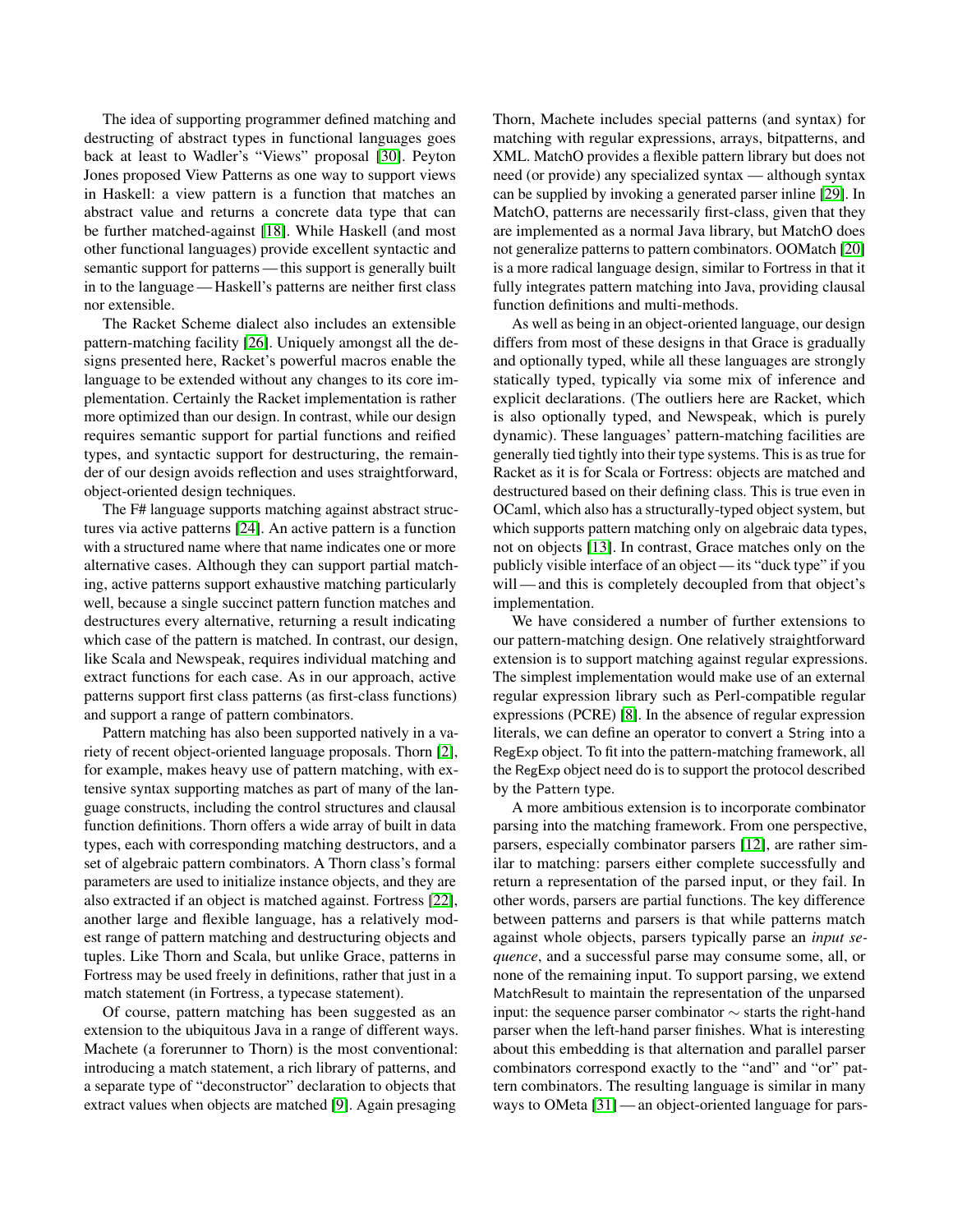The idea of supporting programmer defined matching and destructing of abstract types in functional languages goes back at least to Wadler's "Views" proposal [30]. Peyton Jones proposed View Patterns as one way to support views in Haskell: a view pattern is a function that matches an abstract value and returns a concrete data type that can be further matched-against [18]. While Haskell (and most other functional languages) provide excellent syntactic and semantic support for patterns — this support is generally built in to the language — Haskell's patterns are neither first class nor extensible.

The Racket Scheme dialect also includes an extensible pattern-matching facility [26]. Uniquely amongst all the designs presented here, Racket's powerful macros enable the language to be extended without any changes to its core implementation. Certainly the Racket implementation is rather more optimized than our design. In contrast, while our design requires semantic support for partial functions and reified types, and syntactic support for destructuring, the remainder of our design avoids reflection and uses straightforward, object-oriented design techniques.

The F# language supports matching against abstract structures via active patterns [24]. An active pattern is a function with a structured name where that name indicates one or more alternative cases. Although they can support partial matching, active patterns support exhaustive matching particularly well, because a single succinct pattern function matches and destructures every alternative, returning a result indicating which case of the pattern is matched. In contrast, our design, like Scala and Newspeak, requires individual matching and extract functions for each case. As in our approach, active patterns support first class patterns (as first-class functions) and support a range of pattern combinators.

Pattern matching has also been supported natively in a variety of recent object-oriented language proposals. Thorn [2], for example, makes heavy use of pattern matching, with extensive syntax supporting matches as part of many of the language constructs, including the control structures and clausal function definitions. Thorn offers a wide array of built in data types, each with corresponding matching destructors, and a set of algebraic pattern combinators. A Thorn class's formal parameters are used to initialize instance objects, and they are also extracted if an object is matched against. Fortress [22], another large and flexible language, has a relatively modest range of pattern matching and destructuring objects and tuples. Like Thorn and Scala, but unlike Grace, patterns in Fortress may be used freely in definitions, rather that just in a match statement (in Fortress, a typecase statement).

Of course, pattern matching has been suggested as an extension to the ubiquitous Java in a range of different ways. Machete (a forerunner to Thorn) is the most conventional: introducing a match statement, a rich library of patterns, and a separate type of "deconstructor" declaration to objects that extract values when objects are matched [9]. Again presaging Thorn, Machete includes special patterns (and syntax) for matching with regular expressions, arrays, bitpatterns, and XML. MatchO provides a flexible pattern library but does not need (or provide) any specialized syntax — although syntax can be supplied by invoking a generated parser inline [29]. In MatchO, patterns are necessarily first-class, given that they are implemented as a normal Java library, but MatchO does not generalize patterns to pattern combinators. OOMatch [20] is a more radical language design, similar to Fortress in that it fully integrates pattern matching into Java, providing clausal function definitions and multi-methods.

As well as being in an object-oriented language, our design differs from most of these designs in that Grace is gradually and optionally typed, while all these languages are strongly statically typed, typically via some mix of inference and explicit declarations. (The outliers here are Racket, which is also optionally typed, and Newspeak, which is purely dynamic). These languages' pattern-matching facilities are generally tied tightly into their type systems. This is as true for Racket as it is for Scala or Fortress: objects are matched and destructured based on their defining class. This is true even in OCaml, which also has a structurally-typed object system, but which supports pattern matching only on algebraic data types, not on objects [13]. In contrast, Grace matches only on the publicly visible interface of an object — its "duck type" if you will — and this is completely decoupled from that object's implementation.

We have considered a number of further extensions to our pattern-matching design. One relatively straightforward extension is to support matching against regular expressions. The simplest implementation would make use of an external regular expression library such as Perl-compatible regular expressions (PCRE) [8]. In the absence of regular expression literals, we can define an operator to convert a String into a RegExp object. To fit into the pattern-matching framework, all the RegExp object need do is to support the protocol described by the Pattern type.

A more ambitious extension is to incorporate combinator parsing into the matching framework. From one perspective, parsers, especially combinator parsers [12], are rather similar to matching: parsers either complete successfully and return a representation of the parsed input, or they fail. In other words, parsers are partial functions. The key difference between patterns and parsers is that while patterns match against whole objects, parsers typically parse an *input sequence*, and a successful parse may consume some, all, or none of the remaining input. To support parsing, we extend MatchResult to maintain the representation of the unparsed input: the sequence parser combinator $\sim$ starts the right-hand parser when the left-hand parser finishes. What is interesting about this embedding is that alternation and parallel parser combinators correspond exactly to the "and" and "or" pattern combinators. The resulting language is similar in many ways to OMeta [31] — an object-oriented language for pars-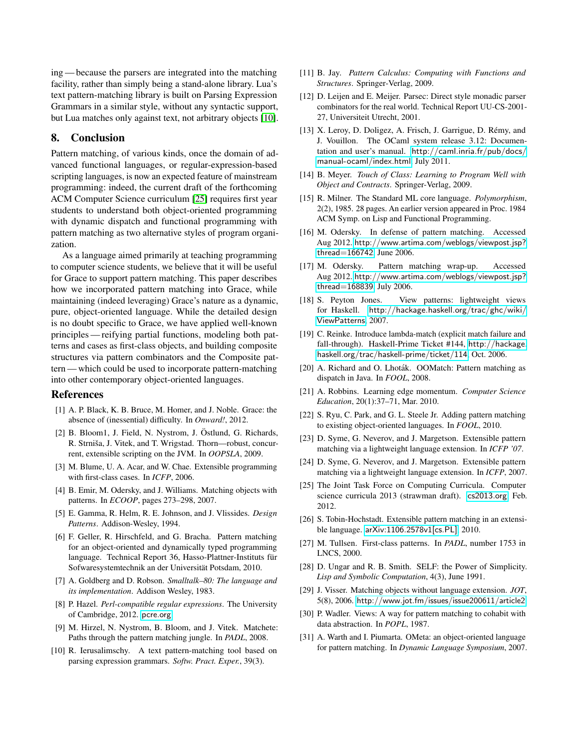ing — because the parsers are integrated into the matching facility, rather than simply being a stand-alone library. Lua's text pattern-matching library is built on Parsing Expression Grammars in a similar style, without any syntactic support, but Lua matches only against text, not arbitrary objects [10].

## 8. Conclusion

Pattern matching, of various kinds, once the domain of advanced functional languages, or regular-expression-based scripting languages, is now an expected feature of mainstream programming: indeed, the current draft of the forthcoming ACM Computer Science curriculum [25] requires first year students to understand both object-oriented programming with dynamic dispatch and functional programming with pattern matching as two alternative styles of program organization.

As a language aimed primarily at teaching programming to computer science students, we believe that it will be useful for Grace to support pattern matching. This paper describes how we incorporated pattern matching into Grace, while maintaining (indeed leveraging) Grace's nature as a dynamic, pure, object-oriented language. While the detailed design is no doubt specific to Grace, we have applied well-known principles — reifying partial functions, modeling both patterns and cases as first-class objects, and building composite structures via pattern combinators and the Composite pattern — which could be used to incorporate pattern-matching into other contemporary object-oriented languages.

## References

[1] A. P. Black, K. B. Bruce, M. Homer, and J. Noble. Grace: the absence of (inessential) difficulty. In *Onward!*, 2012.

[2] B. Bloom1, J. Field, N. Nystrom, J. Östlund, G. Richards, R. Strniša, J. Vitek, and T. Wrigstad. Thorn—robust, concurrent, extensible scripting on the JVM. In *OOPSLA*, 2009.

[3] M. Blume, U. A. Acar, and W. Chae. Extensible programming with first-class cases. In *ICFP*, 2006.

[4] B. Emir, M. Odersky, and J. Williams. Matching objects with patterns. In *ECOOP*, pages 273–298, 2007.

[5] E. Gamma, R. Helm, R. E. Johnson, and J. Vlissides. *Design Patterns*. Addison-Wesley, 1994.

[6] F. Geller, R. Hirschfeld, and G. Bracha. Pattern matching for an object-oriented and dynamically typed programming language. Technical Report 36, Hasso-Plattner-Instituts für Sofwaresystemtechnik an der Universität Potsdam, 2010.

[7] A. Goldberg and D. Robson. *Smalltalk–80: The language and its implementation*. Addison Wesley, 1983.

[8] P. Hazel. *Perl-compatible regular expressions*. The University of Cambridge, 2012. pcre.org.

[9] M. Hirzel, N. Nystrom, B. Bloom, and J. Vitek. Matchete: Paths through the pattern matching jungle. In *PADL*, 2008.

[10] R. Ierusalimschy. A text pattern-matching tool based on parsing expression grammars. *Softw. Pract. Exper.*, 39(3).

[11] B. Jay. *Pattern Calculus: Computing with Functions and Structures*. Springer-Verlag, 2009.

[12] D. Leijen and E. Meijer. Parsec: Direct style monadic parser combinators for the real world. Technical Report UU-CS-2001-27, Universiteit Utrecht, 2001.

[13] X. Leroy, D. Doligez, A. Frisch, J. Garrigue, D. Rémy, and J. Vouillon. The OCaml system release 3.12: Documentation and user's manual. http://caml.inria.fr/pub/docs/manual-ocaml/index.html, July 2011.

[14] B. Meyer. *Touch of Class: Learning to Program Well with Object and Contracts*. Springer-Verlag, 2009.

[15] R. Milner. The Standard ML core language. *Polymorphism*, 2(2), 1985. 28 pages. An earlier version appeared in Proc. 1984 ACM Symp. on Lisp and Functional Programming.

[16] M. Odersky. In defense of pattern matching. Accessed Aug 2012. http://www.artima.com/weblogs/viewpost.jsp?thread=166742, June 2006.

[17] M. Odersky. Pattern matching wrap-up. Accessed Aug 2012. http://www.artima.com/weblogs/viewpost.jsp?thread=168839, July 2006.

[18] S. Peyton Jones. View patterns: lightweight views for Haskell. http://hackage.haskell.org/trac/ghc/wiki/ViewPatterns, 2007.

[19] C. Reinke. Introduce lambda-match (explicit match failure and fall-through). Haskell-Prime Ticket #144, http://hackage.haskell.org/trac/haskell-prime/ticket/114, Oct. 2006.

[20] A. Richard and O. Lhoták. OOMatch: Pattern matching as dispatch in Java. In *FOOL*, 2008.

[21] A. Robbins. Learning edge momentum. *Computer Science Education*, 20(1):37–71, Mar. 2010.

[22] S. Ryu, C. Park, and G. L. Steele Jr. Adding pattern matching to existing object-oriented languages. In *FOOL*, 2010.

[23] D. Syme, G. Neverov, and J. Margetson. Extensible pattern matching via a lightweight language extension. In *ICFP '07*.

[24] D. Syme, G. Neverov, and J. Margetson. Extensible pattern matching via a lightweight language extension. In *ICFP*, 2007.

[25] The Joint Task Force on Computing Curricula. Computer science curricula 2013 (strawman draft). cs2013.org, Feb. 2012.

[26] S. Tobin-Hochstadt. Extensible pattern matching in an extensible language. arXiv:1106.2578v1[cs.PL], 2010.

[27] M. Tullsen. First-class patterns. In *PADL*, number 1753 in LNCS, 2000.

[28] D. Ungar and R. B. Smith. SELF: the Power of Simplicity. *Lisp and Symbolic Computation*, 4(3), June 1991.

[29] J. Visser. Matching objects without language extension. *JOT*, 5(8), 2006. http://www.jot.fm/issues/issue200611/article2.

[30] P. Wadler. Views: A way for pattern matching to cohabit with data abstraction. In *POPL*, 1987.

[31] A. Warth and I. Piumarta. OMeta: an object-oriented language for pattern matching. In *Dynamic Language Symposium*, 2007.